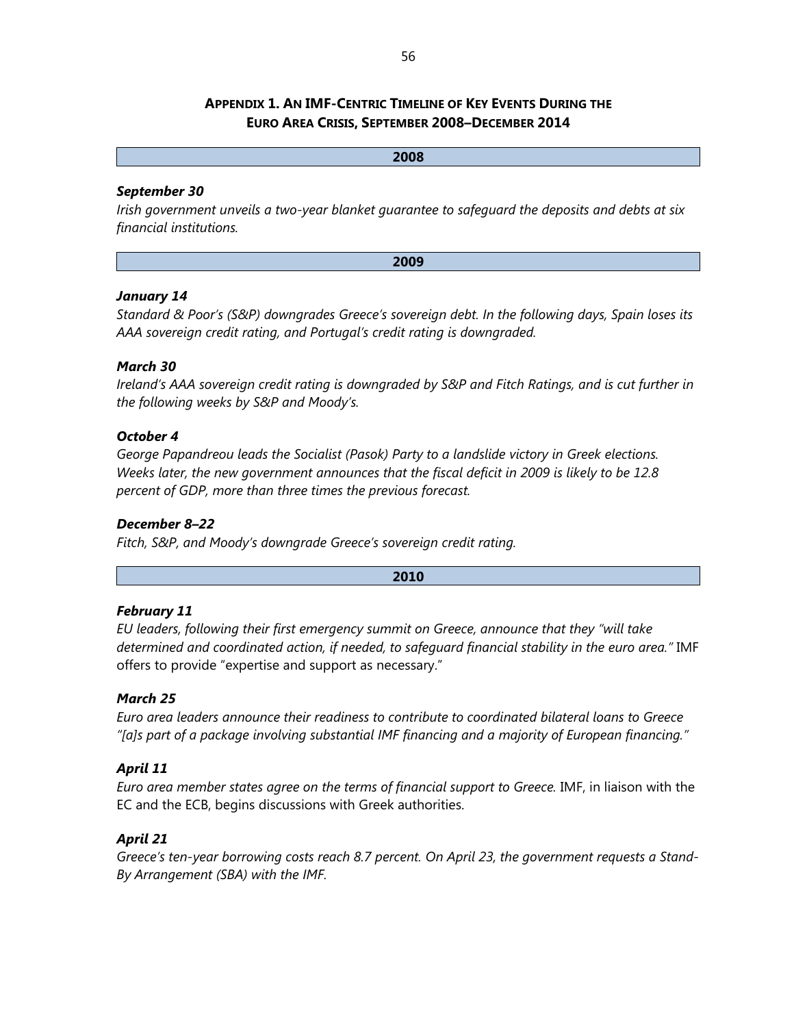# Appendix 1. An IMF-Centric Timeline of Key Events During the Euro Area Crisis, September 2008–December 2014

## 2008

### *September 30*

*Irish government unveils a two-year blanket guarantee to safeguard the deposits and debts at six financial institutions.*

## 2009

### *January 14*

*Standard & Poor's (S&P) downgrades Greece's sovereign debt. In the following days, Spain loses its AAA sovereign credit rating, and Portugal's credit rating is downgraded.*

### *March 30*

*Ireland's AAA sovereign credit rating is downgraded by S&P and Fitch Ratings, and is cut further in the following weeks by S&P and Moody's.*

### *October 4*

*George Papandreou leads the Socialist (Pasok) Party to a landslide victory in Greek elections. Weeks later, the new government announces that the fiscal deficit in 2009 is likely to be 12.8 percent of GDP, more than three times the previous forecast.*

### *December 8–22*

*Fitch, S&P, and Moody's downgrade Greece's sovereign credit rating.*

## 2010

### *February 11*

*EU leaders, following their first emergency summit on Greece, announce that they "will take determined and coordinated action, if needed, to safeguard financial stability in the euro area."* IMF offers to provide "expertise and support as necessary."

### *March 25*

*Euro area leaders announce their readiness to contribute to coordinated bilateral loans to Greece "[a]s part of a package involving substantial IMF financing and a majority of European financing."*

### *April 11*

*Euro area member states agree on the terms of financial support to Greece.* IMF, in liaison with the EC and the ECB, begins discussions with Greek authorities.

### *April 21*

*Greece's ten-year borrowing costs reach 8.7 percent. On April 23, the government requests a Stand-By Arrangement (SBA) with the IMF.*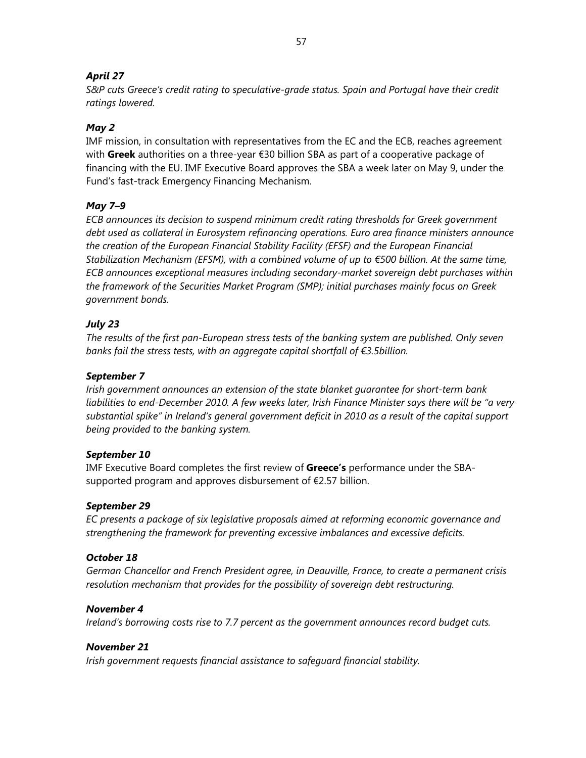***April 27***

*S&P cuts Greece's credit rating to speculative-grade status. Spain and Portugal have their credit ratings lowered.*

***May 2***

IMF mission, in consultation with representatives from the EC and the ECB, reaches agreement with **Greek** authorities on a three-year €30 billion SBA as part of a cooperative package of financing with the EU. IMF Executive Board approves the SBA a week later on May 9, under the Fund's fast-track Emergency Financing Mechanism.

***May 7–9***

*ECB announces its decision to suspend minimum credit rating thresholds for Greek government debt used as collateral in Eurosystem refinancing operations. Euro area finance ministers announce the creation of the European Financial Stability Facility (EFSF) and the European Financial Stabilization Mechanism (EFSM), with a combined volume of up to €500 billion. At the same time, ECB announces exceptional measures including secondary-market sovereign debt purchases within the framework of the Securities Market Program (SMP); initial purchases mainly focus on Greek government bonds.*

***July 23***

*The results of the first pan-European stress tests of the banking system are published. Only seven banks fail the stress tests, with an aggregate capital shortfall of €3.5billion.*

***September 7***

*Irish government announces an extension of the state blanket guarantee for short-term bank liabilities to end-December 2010. A few weeks later, Irish Finance Minister says there will be "a very substantial spike" in Ireland's general government deficit in 2010 as a result of the capital support being provided to the banking system.*

***September 10***

IMF Executive Board completes the first review of **Greece's** performance under the SBA-supported program and approves disbursement of €2.57 billion.

***September 29***

*EC presents a package of six legislative proposals aimed at reforming economic governance and strengthening the framework for preventing excessive imbalances and excessive deficits.*

***October 18***

*German Chancellor and French President agree, in Deauville, France, to create a permanent crisis resolution mechanism that provides for the possibility of sovereign debt restructuring.*

***November 4***

*Ireland's borrowing costs rise to 7.7 percent as the government announces record budget cuts.*

***November 21***

*Irish government requests financial assistance to safeguard financial stability.*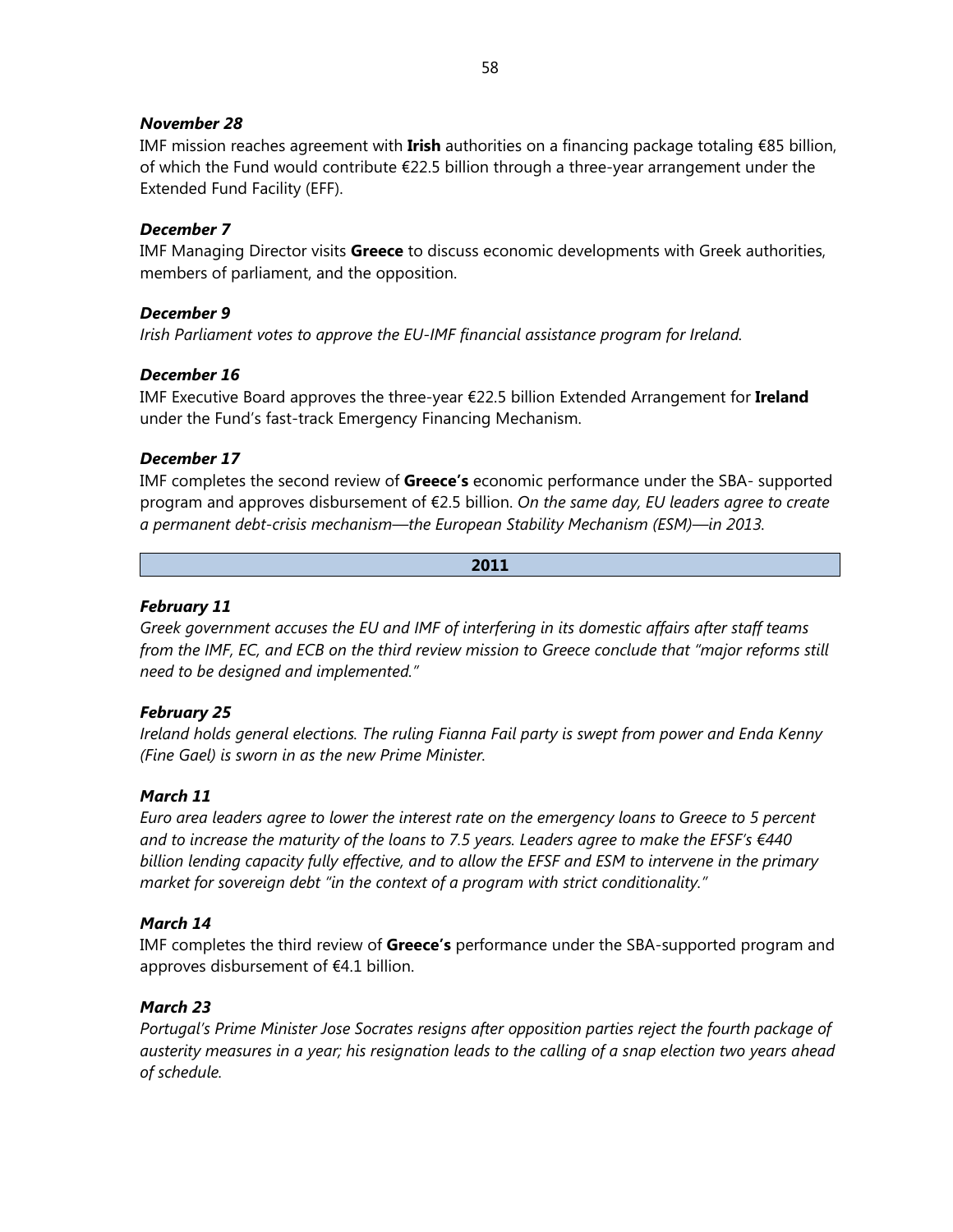***November 28***

IMF mission reaches agreement with **Irish** authorities on a financing package totaling €85 billion, of which the Fund would contribute €22.5 billion through a three-year arrangement under the Extended Fund Facility (EFF).

***December 7***

IMF Managing Director visits **Greece** to discuss economic developments with Greek authorities, members of parliament, and the opposition.

***December 9***

*Irish Parliament votes to approve the EU-IMF financial assistance program for Ireland.*

***December 16***

IMF Executive Board approves the three-year €22.5 billion Extended Arrangement for **Ireland** under the Fund's fast-track Emergency Financing Mechanism.

***December 17***

IMF completes the second review of **Greece's** economic performance under the SBA- supported program and approves disbursement of €2.5 billion. *On the same day, EU leaders agree to create a permanent debt-crisis mechanism—the European Stability Mechanism (ESM)—in 2013.*

## 2011

***February 11***

*Greek government accuses the EU and IMF of interfering in its domestic affairs after staff teams from the IMF, EC, and ECB on the third review mission to Greece conclude that "major reforms still need to be designed and implemented."*

***February 25***

*Ireland holds general elections. The ruling Fianna Fail party is swept from power and Enda Kenny (Fine Gael) is sworn in as the new Prime Minister.*

***March 11***

*Euro area leaders agree to lower the interest rate on the emergency loans to Greece to 5 percent and to increase the maturity of the loans to 7.5 years. Leaders agree to make the EFSF's €440 billion lending capacity fully effective, and to allow the EFSF and ESM to intervene in the primary market for sovereign debt "in the context of a program with strict conditionality."*

***March 14***

IMF completes the third review of **Greece's** performance under the SBA-supported program and approves disbursement of €4.1 billion.

***March 23***

*Portugal's Prime Minister Jose Socrates resigns after opposition parties reject the fourth package of austerity measures in a year; his resignation leads to the calling of a snap election two years ahead of schedule.*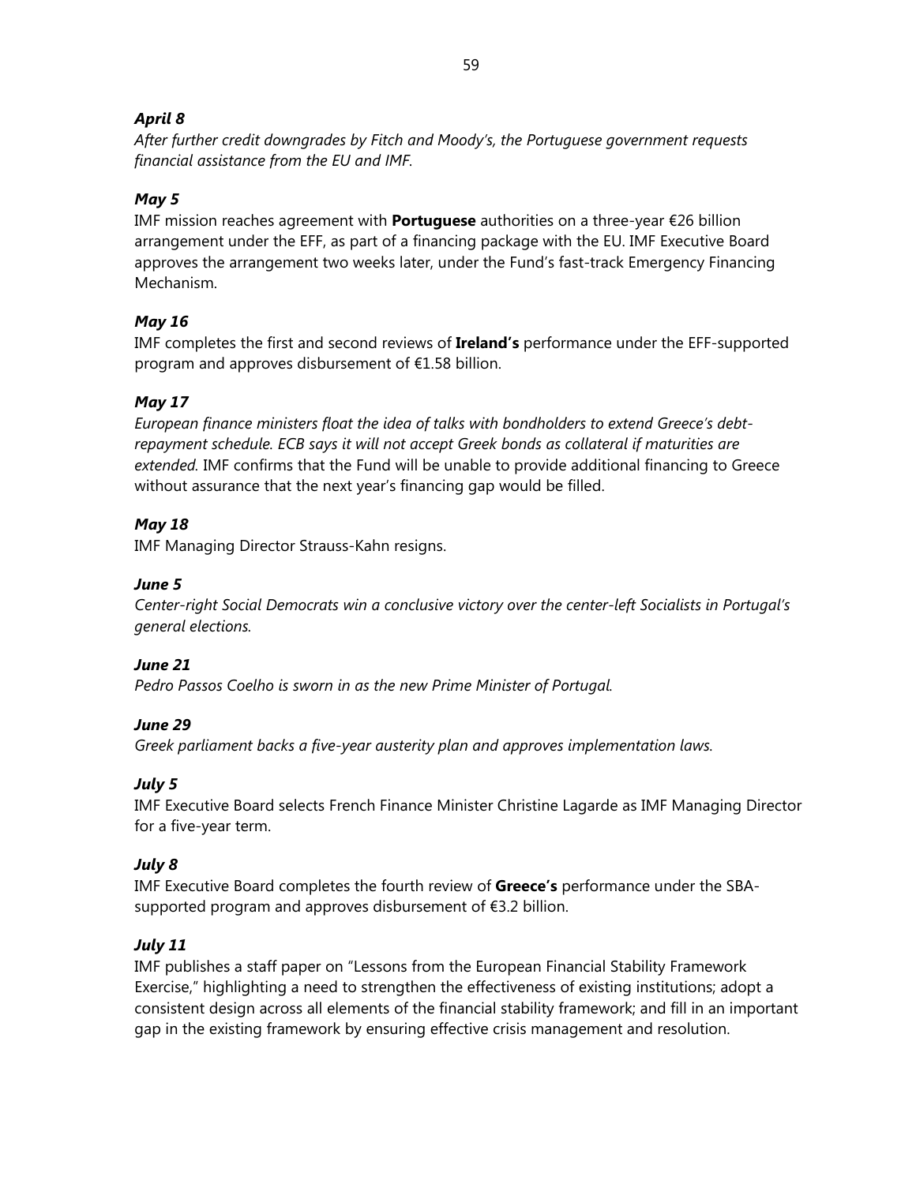***April 8***
*After further credit downgrades by Fitch and Moody's, the Portuguese government requests financial assistance from the EU and IMF.*

***May 5***
IMF mission reaches agreement with **Portuguese** authorities on a three-year €26 billion arrangement under the EFF, as part of a financing package with the EU. IMF Executive Board approves the arrangement two weeks later, under the Fund's fast-track Emergency Financing Mechanism.

***May 16***
IMF completes the first and second reviews of **Ireland's** performance under the EFF-supported program and approves disbursement of €1.58 billion.

***May 17***
*European finance ministers float the idea of talks with bondholders to extend Greece's debt-repayment schedule. ECB says it will not accept Greek bonds as collateral if maturities are extended.* IMF confirms that the Fund will be unable to provide additional financing to Greece without assurance that the next year's financing gap would be filled.

***May 18***
IMF Managing Director Strauss-Kahn resigns.

***June 5***
*Center-right Social Democrats win a conclusive victory over the center-left Socialists in Portugal's general elections.*

***June 21***
*Pedro Passos Coelho is sworn in as the new Prime Minister of Portugal.*

***June 29***
*Greek parliament backs a five-year austerity plan and approves implementation laws.*

***July 5***
IMF Executive Board selects French Finance Minister Christine Lagarde as IMF Managing Director for a five-year term.

***July 8***
IMF Executive Board completes the fourth review of **Greece's** performance under the SBA-supported program and approves disbursement of €3.2 billion.

***July 11***
IMF publishes a staff paper on "Lessons from the European Financial Stability Framework Exercise," highlighting a need to strengthen the effectiveness of existing institutions; adopt a consistent design across all elements of the financial stability framework; and fill in an important gap in the existing framework by ensuring effective crisis management and resolution.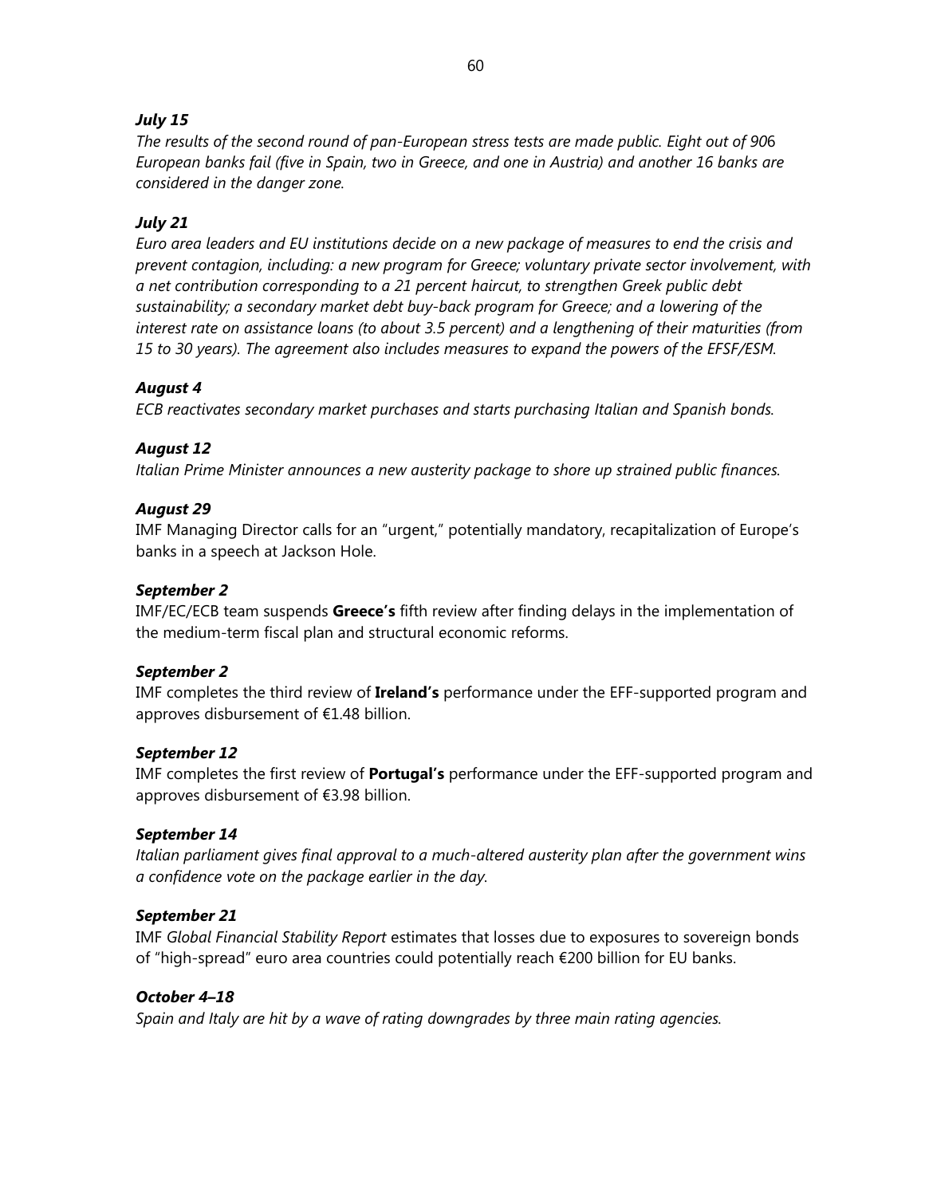***July 15***

*The results of the second round of pan-European stress tests are made public. Eight out of 90*6 *European banks fail (five in Spain, two in Greece, and one in Austria) and another 16 banks are considered in the danger zone.*

***July 21***

*Euro area leaders and EU institutions decide on a new package of measures to end the crisis and prevent contagion, including: a new program for Greece; voluntary private sector involvement, with a net contribution corresponding to a 21 percent haircut, to strengthen Greek public debt sustainability; a secondary market debt buy-back program for Greece; and a lowering of the interest rate on assistance loans (to about 3.5 percent) and a lengthening of their maturities (from 15 to 30 years). The agreement also includes measures to expand the powers of the EFSF/ESM.*

***August 4***

*ECB reactivates secondary market purchases and starts purchasing Italian and Spanish bonds.*

***August 12***

*Italian Prime Minister announces a new austerity package to shore up strained public finances.*

***August 29***

IMF Managing Director calls for an "urgent," potentially mandatory, recapitalization of Europe's banks in a speech at Jackson Hole.

***September 2***

IMF/EC/ECB team suspends **Greece's** fifth review after finding delays in the implementation of the medium-term fiscal plan and structural economic reforms.

***September 2***

IMF completes the third review of **Ireland's** performance under the EFF-supported program and approves disbursement of €1.48 billion.

***September 12***

IMF completes the first review of **Portugal's** performance under the EFF-supported program and approves disbursement of €3.98 billion.

***September 14***

*Italian parliament gives final approval to a much-altered austerity plan after the government wins a confidence vote on the package earlier in the day.*

***September 21***

IMF *Global Financial Stability Report* estimates that losses due to exposures to sovereign bonds of "high-spread" euro area countries could potentially reach €200 billion for EU banks.

***October 4–18***

*Spain and Italy are hit by a wave of rating downgrades by three main rating agencies.*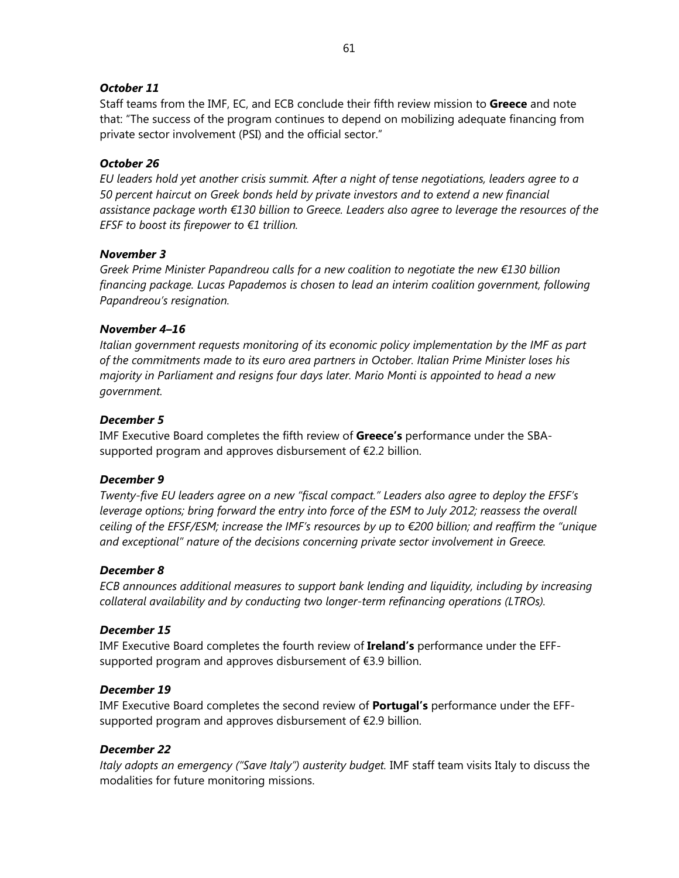***October 11***

Staff teams from the IMF, EC, and ECB conclude their fifth review mission to **Greece** and note that: "The success of the program continues to depend on mobilizing adequate financing from private sector involvement (PSI) and the official sector."

***October 26***

*EU leaders hold yet another crisis summit. After a night of tense negotiations, leaders agree to a 50 percent haircut on Greek bonds held by private investors and to extend a new financial assistance package worth €130 billion to Greece. Leaders also agree to leverage the resources of the EFSF to boost its firepower to €1 trillion.*

***November 3***

*Greek Prime Minister Papandreou calls for a new coalition to negotiate the new €130 billion financing package. Lucas Papademos is chosen to lead an interim coalition government, following Papandreou's resignation.*

***November 4–16***

*Italian government requests monitoring of its economic policy implementation by the IMF as part of the commitments made to its euro area partners in October. Italian Prime Minister loses his majority in Parliament and resigns four days later. Mario Monti is appointed to head a new government.*

***December 5***

IMF Executive Board completes the fifth review of **Greece's** performance under the SBA-supported program and approves disbursement of €2.2 billion.

***December 9***

*Twenty-five EU leaders agree on a new "fiscal compact." Leaders also agree to deploy the EFSF's leverage options; bring forward the entry into force of the ESM to July 2012; reassess the overall ceiling of the EFSF/ESM; increase the IMF's resources by up to €200 billion; and reaffirm the "unique and exceptional" nature of the decisions concerning private sector involvement in Greece.*

***December 8***

*ECB announces additional measures to support bank lending and liquidity, including by increasing collateral availability and by conducting two longer-term refinancing operations (LTROs).*

***December 15***

IMF Executive Board completes the fourth review of **Ireland's** performance under the EFF-supported program and approves disbursement of €3.9 billion.

***December 19***

IMF Executive Board completes the second review of **Portugal's** performance under the EFF-supported program and approves disbursement of €2.9 billion.

***December 22***

*Italy adopts an emergency ("Save Italy") austerity budget.* IMF staff team visits Italy to discuss the modalities for future monitoring missions.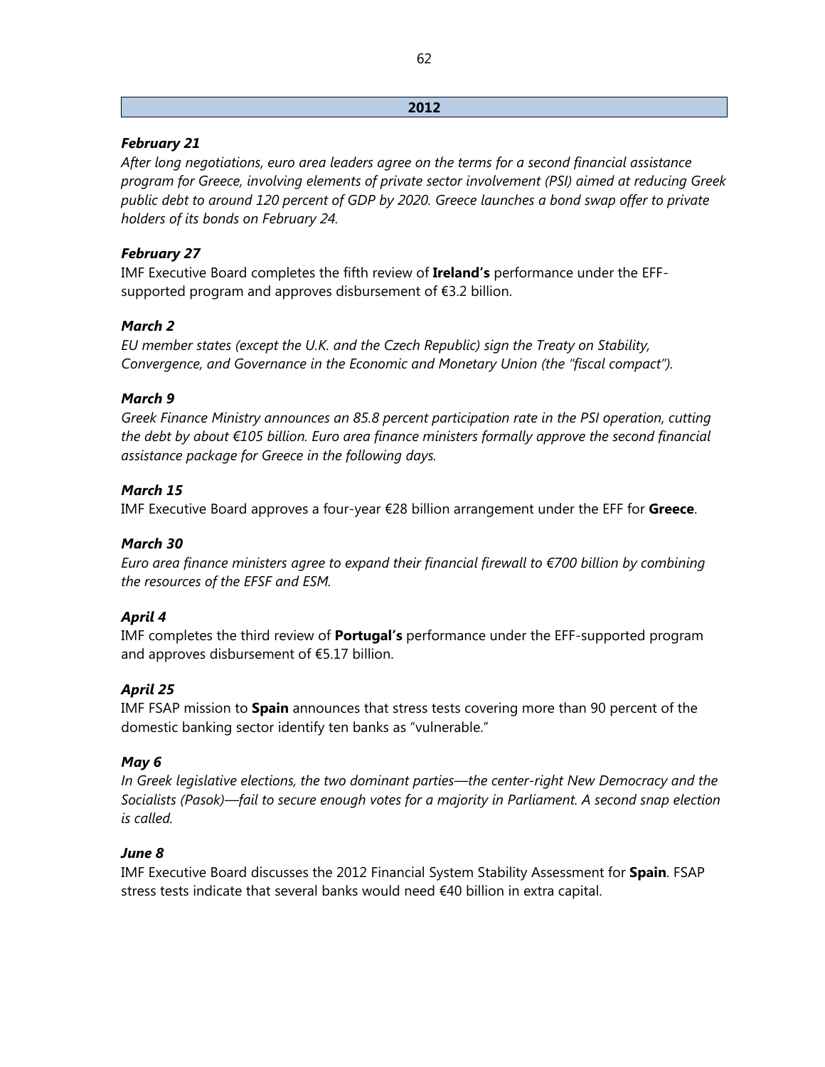## 2012

***February 21***

*After long negotiations, euro area leaders agree on the terms for a second financial assistance program for Greece, involving elements of private sector involvement (PSI) aimed at reducing Greek public debt to around 120 percent of GDP by 2020. Greece launches a bond swap offer to private holders of its bonds on February 24.*

***February 27***

IMF Executive Board completes the fifth review of **Ireland's** performance under the EFF-supported program and approves disbursement of €3.2 billion.

***March 2***

*EU member states (except the U.K. and the Czech Republic) sign the Treaty on Stability, Convergence, and Governance in the Economic and Monetary Union (the "fiscal compact").*

***March 9***

*Greek Finance Ministry announces an 85.8 percent participation rate in the PSI operation, cutting the debt by about €105 billion. Euro area finance ministers formally approve the second financial assistance package for Greece in the following days.*

***March 15***

IMF Executive Board approves a four-year €28 billion arrangement under the EFF for **Greece**.

***March 30***

*Euro area finance ministers agree to expand their financial firewall to €700 billion by combining the resources of the EFSF and ESM.*

***April 4***

IMF completes the third review of **Portugal's** performance under the EFF-supported program and approves disbursement of €5.17 billion.

***April 25***

IMF FSAP mission to **Spain** announces that stress tests covering more than 90 percent of the domestic banking sector identify ten banks as "vulnerable."

***May 6***

*In Greek legislative elections, the two dominant parties—the center-right New Democracy and the Socialists (Pasok)—fail to secure enough votes for a majority in Parliament. A second snap election is called.*

***June 8***

IMF Executive Board discusses the 2012 Financial System Stability Assessment for **Spain**. FSAP stress tests indicate that several banks would need €40 billion in extra capital.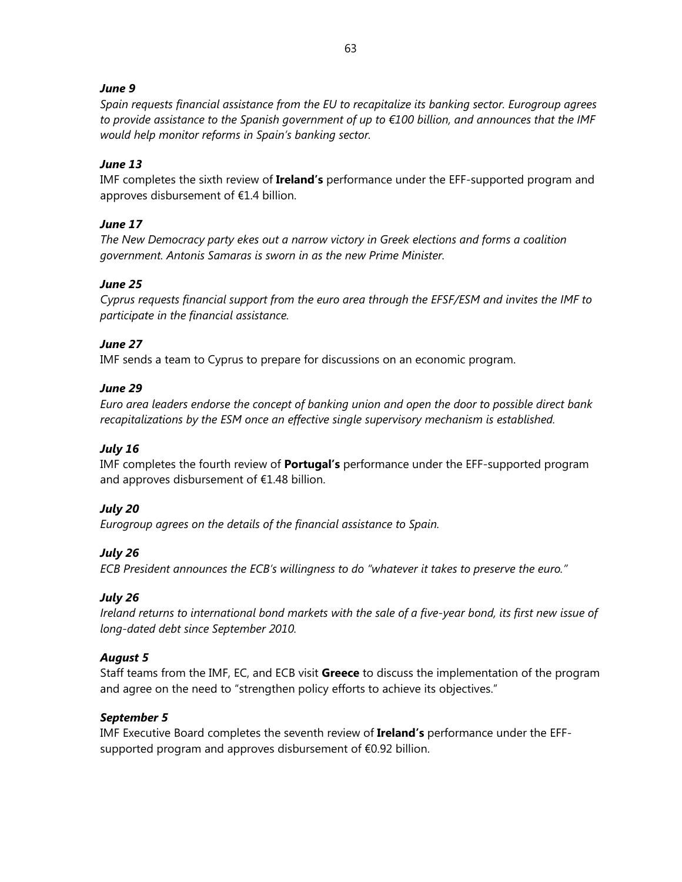***June 9***

*Spain requests financial assistance from the EU to recapitalize its banking sector. Eurogroup agrees to provide assistance to the Spanish government of up to €100 billion, and announces that the IMF would help monitor reforms in Spain's banking sector.*

***June 13***

IMF completes the sixth review of **Ireland's** performance under the EFF-supported program and approves disbursement of €1.4 billion.

***June 17***

*The New Democracy party ekes out a narrow victory in Greek elections and forms a coalition government. Antonis Samaras is sworn in as the new Prime Minister.*

***June 25***

*Cyprus requests financial support from the euro area through the EFSF/ESM and invites the IMF to participate in the financial assistance.*

***June 27***

IMF sends a team to Cyprus to prepare for discussions on an economic program.

***June 29***

*Euro area leaders endorse the concept of banking union and open the door to possible direct bank recapitalizations by the ESM once an effective single supervisory mechanism is established.*

***July 16***

IMF completes the fourth review of **Portugal's** performance under the EFF-supported program and approves disbursement of €1.48 billion.

***July 20***

*Eurogroup agrees on the details of the financial assistance to Spain.*

***July 26***

*ECB President announces the ECB's willingness to do "whatever it takes to preserve the euro."*

***July 26***

*Ireland returns to international bond markets with the sale of a five-year bond, its first new issue of long-dated debt since September 2010.*

***August 5***

Staff teams from the IMF, EC, and ECB visit **Greece** to discuss the implementation of the program and agree on the need to "strengthen policy efforts to achieve its objectives."

***September 5***

IMF Executive Board completes the seventh review of **Ireland's** performance under the EFF-supported program and approves disbursement of €0.92 billion.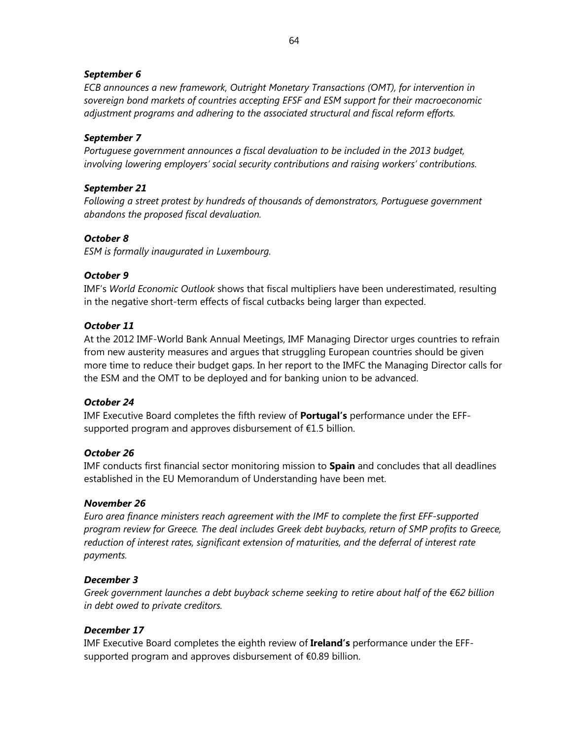***September 6***

*ECB announces a new framework, Outright Monetary Transactions (OMT), for intervention in sovereign bond markets of countries accepting EFSF and ESM support for their macroeconomic adjustment programs and adhering to the associated structural and fiscal reform efforts.*

***September 7***

*Portuguese government announces a fiscal devaluation to be included in the 2013 budget, involving lowering employers' social security contributions and raising workers' contributions.*

***September 21***

*Following a street protest by hundreds of thousands of demonstrators, Portuguese government abandons the proposed fiscal devaluation.*

***October 8***

*ESM is formally inaugurated in Luxembourg.*

***October 9***

IMF's *World Economic Outlook* shows that fiscal multipliers have been underestimated, resulting in the negative short-term effects of fiscal cutbacks being larger than expected.

***October 11***

At the 2012 IMF-World Bank Annual Meetings, IMF Managing Director urges countries to refrain from new austerity measures and argues that struggling European countries should be given more time to reduce their budget gaps. In her report to the IMFC the Managing Director calls for the ESM and the OMT to be deployed and for banking union to be advanced.

***October 24***

IMF Executive Board completes the fifth review of **Portugal's** performance under the EFF-supported program and approves disbursement of €1.5 billion.

***October 26***

IMF conducts first financial sector monitoring mission to **Spain** and concludes that all deadlines established in the EU Memorandum of Understanding have been met.

***November 26***

*Euro area finance ministers reach agreement with the IMF to complete the first EFF-supported program review for Greece. The deal includes Greek debt buybacks, return of SMP profits to Greece, reduction of interest rates, significant extension of maturities, and the deferral of interest rate payments.*

***December 3***

*Greek government launches a debt buyback scheme seeking to retire about half of the €62 billion in debt owed to private creditors.*

***December 17***

IMF Executive Board completes the eighth review of **Ireland's** performance under the EFF-supported program and approves disbursement of €0.89 billion.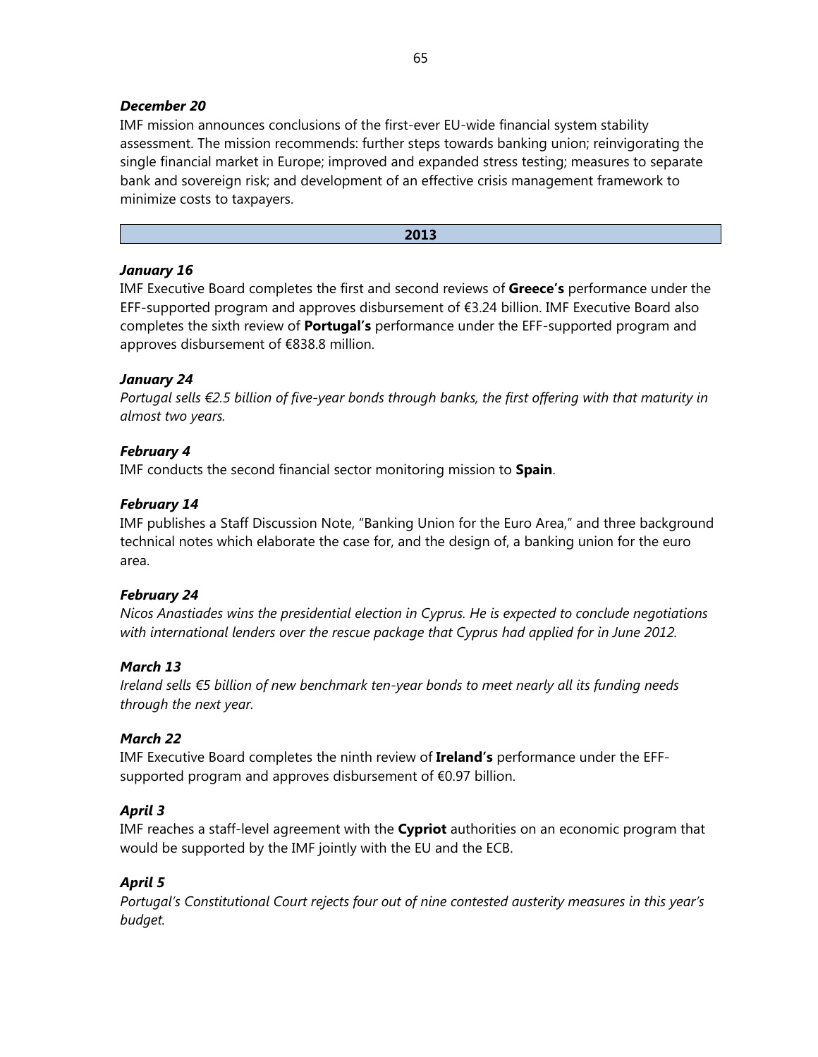***December 20***

IMF mission announces conclusions of the first-ever EU-wide financial system stability assessment. The mission recommends: further steps towards banking union; reinvigorating the single financial market in Europe; improved and expanded stress testing; measures to separate bank and sovereign risk; and development of an effective crisis management framework to minimize costs to taxpayers.

## 2013

***January 16***

IMF Executive Board completes the first and second reviews of **Greece's** performance under the EFF-supported program and approves disbursement of €3.24 billion. IMF Executive Board also completes the sixth review of **Portugal's** performance under the EFF-supported program and approves disbursement of €838.8 million.

***January 24***

*Portugal sells €2.5 billion of five-year bonds through banks, the first offering with that maturity in almost two years.*

***February 4***

IMF conducts the second financial sector monitoring mission to **Spain**.

***February 14***

IMF publishes a Staff Discussion Note, "Banking Union for the Euro Area," and three background technical notes which elaborate the case for, and the design of, a banking union for the euro area.

***February 24***

*Nicos Anastiades wins the presidential election in Cyprus. He is expected to conclude negotiations with international lenders over the rescue package that Cyprus had applied for in June 2012.*

***March 13***

*Ireland sells €5 billion of new benchmark ten-year bonds to meet nearly all its funding needs through the next year.*

***March 22***

IMF Executive Board completes the ninth review of **Ireland's** performance under the EFF-supported program and approves disbursement of €0.97 billion.

***April 3***

IMF reaches a staff-level agreement with the **Cypriot** authorities on an economic program that would be supported by the IMF jointly with the EU and the ECB.

***April 5***

*Portugal's Constitutional Court rejects four out of nine contested austerity measures in this year's budget.*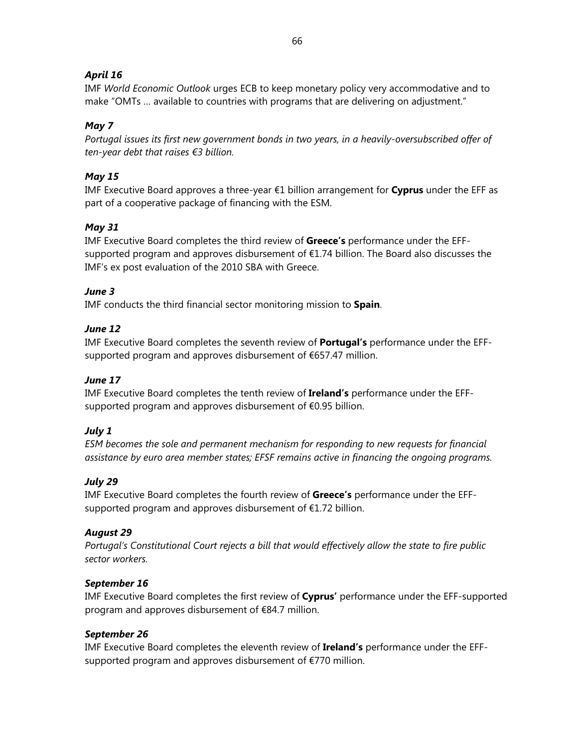***April 16***

IMF *World Economic Outlook* urges ECB to keep monetary policy very accommodative and to make "OMTs … available to countries with programs that are delivering on adjustment."

***May 7***

*Portugal issues its first new government bonds in two years, in a heavily-oversubscribed offer of ten-year debt that raises €3 billion.*

***May 15***

IMF Executive Board approves a three-year €1 billion arrangement for **Cyprus** under the EFF as part of a cooperative package of financing with the ESM.

***May 31***

IMF Executive Board completes the third review of **Greece's** performance under the EFF-supported program and approves disbursement of €1.74 billion. The Board also discusses the IMF's ex post evaluation of the 2010 SBA with Greece.

***June 3***

IMF conducts the third financial sector monitoring mission to **Spain**.

***June 12***

IMF Executive Board completes the seventh review of **Portugal's** performance under the EFF-supported program and approves disbursement of €657.47 million.

***June 17***

IMF Executive Board completes the tenth review of **Ireland's** performance under the EFF-supported program and approves disbursement of €0.95 billion.

***July 1***

*ESM becomes the sole and permanent mechanism for responding to new requests for financial assistance by euro area member states; EFSF remains active in financing the ongoing programs.*

***July 29***

IMF Executive Board completes the fourth review of **Greece's** performance under the EFF-supported program and approves disbursement of €1.72 billion.

***August 29***

*Portugal's Constitutional Court rejects a bill that would effectively allow the state to fire public sector workers.*

***September 16***

IMF Executive Board completes the first review of **Cyprus'** performance under the EFF-supported program and approves disbursement of €84.7 million.

***September 26***

IMF Executive Board completes the eleventh review of **Ireland's** performance under the EFF-supported program and approves disbursement of €770 million.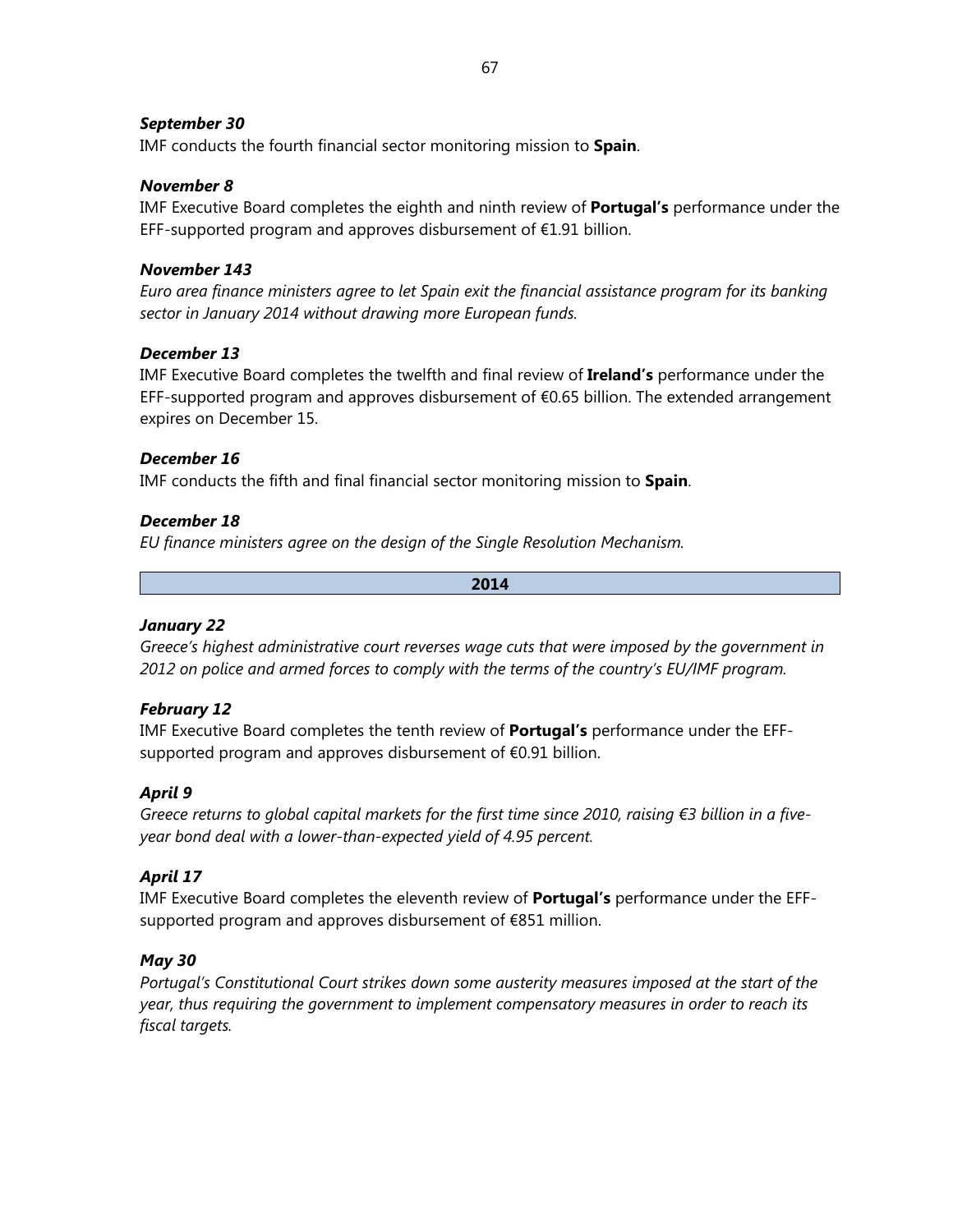***September 30***
IMF conducts the fourth financial sector monitoring mission to **Spain**.

***November 8***
IMF Executive Board completes the eighth and ninth review of **Portugal's** performance under the EFF-supported program and approves disbursement of €1.91 billion.

***November 143***
*Euro area finance ministers agree to let Spain exit the financial assistance program for its banking sector in January 2014 without drawing more European funds.*

***December 13***
IMF Executive Board completes the twelfth and final review of **Ireland's** performance under the EFF-supported program and approves disbursement of €0.65 billion. The extended arrangement expires on December 15.

***December 16***
IMF conducts the fifth and final financial sector monitoring mission to **Spain**.

***December 18***
*EU finance ministers agree on the design of the Single Resolution Mechanism.*

## 2014

***January 22***
*Greece's highest administrative court reverses wage cuts that were imposed by the government in 2012 on police and armed forces to comply with the terms of the country's EU/IMF program.*

***February 12***
IMF Executive Board completes the tenth review of **Portugal's** performance under the EFF-supported program and approves disbursement of €0.91 billion.

***April 9***
*Greece returns to global capital markets for the first time since 2010, raising €3 billion in a five-year bond deal with a lower-than-expected yield of 4.95 percent.*

***April 17***
IMF Executive Board completes the eleventh review of **Portugal's** performance under the EFF-supported program and approves disbursement of €851 million.

***May 30***
*Portugal's Constitutional Court strikes down some austerity measures imposed at the start of the year, thus requiring the government to implement compensatory measures in order to reach its fiscal targets.*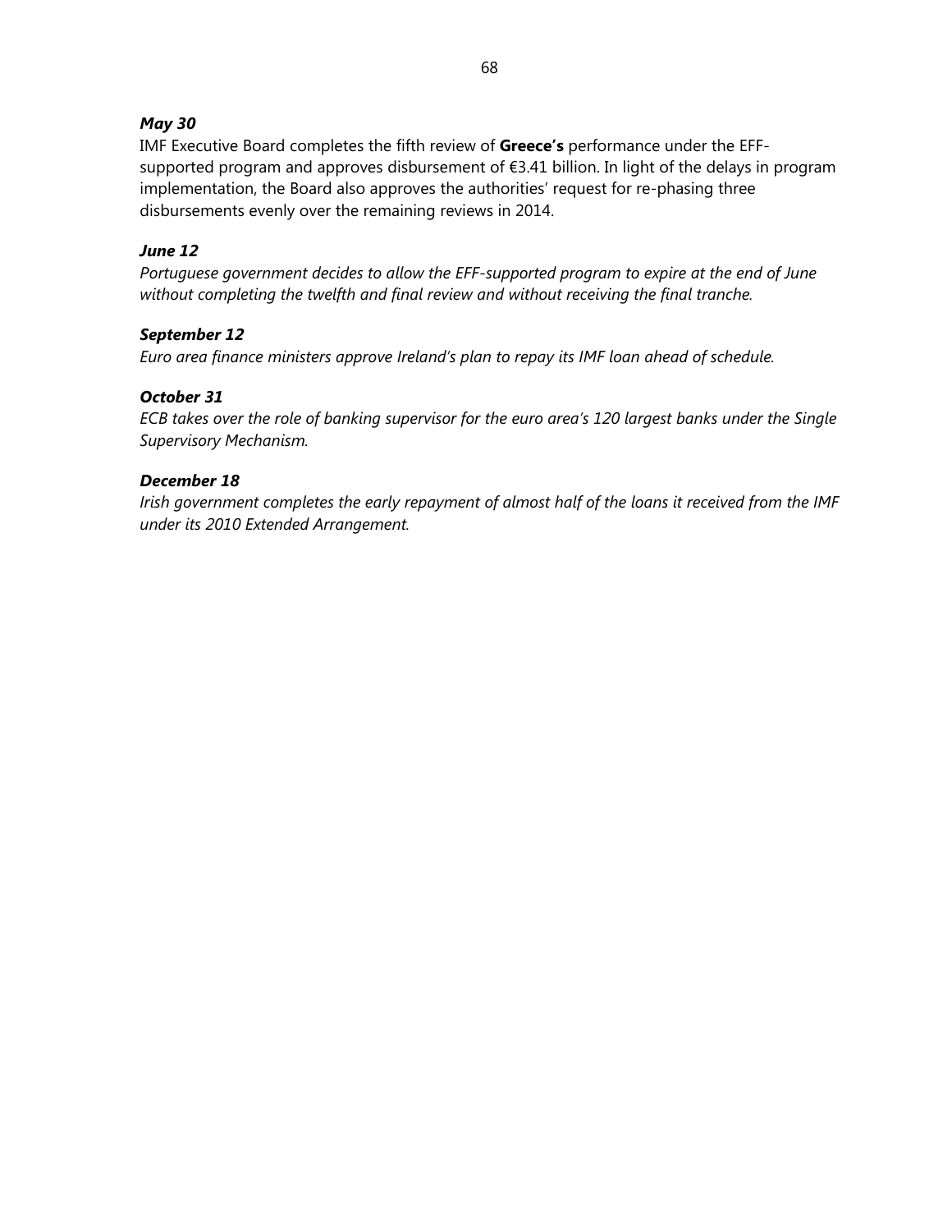***May 30***

IMF Executive Board completes the fifth review of **Greece's** performance under the EFF-supported program and approves disbursement of €3.41 billion. In light of the delays in program implementation, the Board also approves the authorities' request for re-phasing three disbursements evenly over the remaining reviews in 2014.

***June 12***

*Portuguese government decides to allow the EFF-supported program to expire at the end of June without completing the twelfth and final review and without receiving the final tranche.*

***September 12***

*Euro area finance ministers approve Ireland's plan to repay its IMF loan ahead of schedule.*

***October 31***

*ECB takes over the role of banking supervisor for the euro area's 120 largest banks under the Single Supervisory Mechanism.*

***December 18***

*Irish government completes the early repayment of almost half of the loans it received from the IMF under its 2010 Extended Arrangement.*